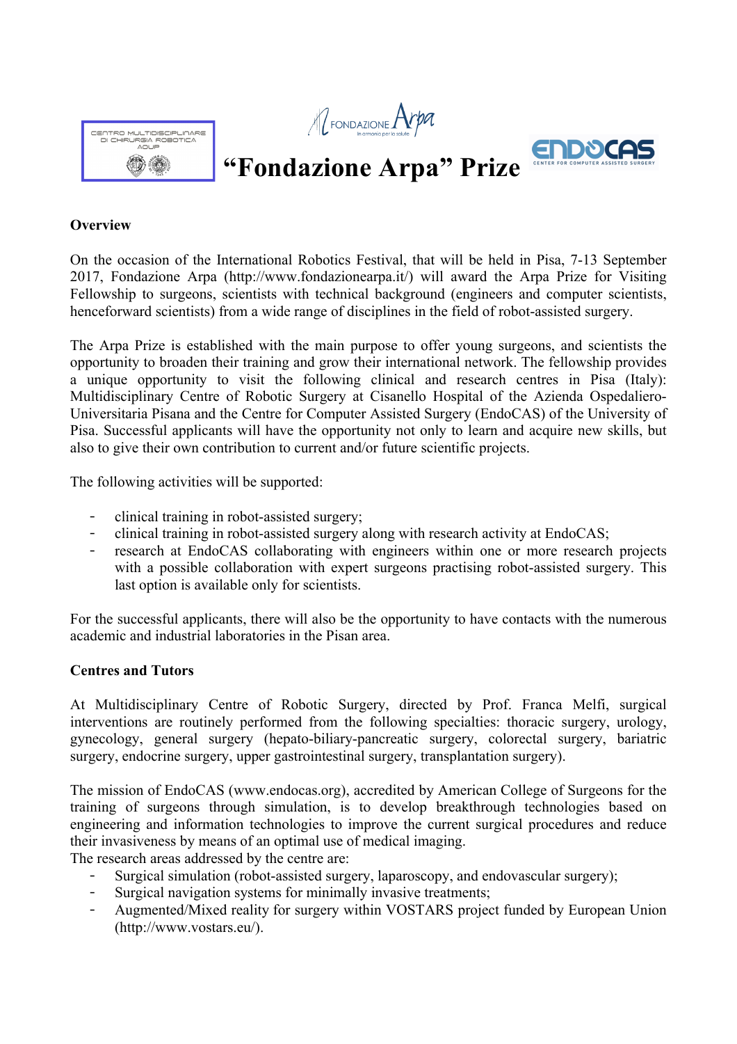# "Fondazione Arpa" Prize

**Overview**

On the occasion of the International Robotics Festival, that will be held in Pisa, 7-13 September 2017, Fondazione Arpa (http://www.fondazionearpa.it/) will award the Arpa Prize for Visiting Fellowship to surgeons, scientists with technical background (engineers and computer scientists, henceforward scientists) from a wide range of disciplines in the field of robot-assisted surgery.

The Arpa Prize is established with the main purpose to offer young surgeons, and scientists the opportunity to broaden their training and grow their international network. The fellowship provides a unique opportunity to visit the following clinical and research centres in Pisa (Italy): Multidisciplinary Centre of Robotic Surgery at Cisanello Hospital of the Azienda Ospedaliero-Universitaria Pisana and the Centre for Computer Assisted Surgery (EndoCAS) of the University of Pisa. Successful applicants will have the opportunity not only to learn and acquire new skills, but also to give their own contribution to current and/or future scientific projects.

The following activities will be supported:

- clinical training in robot-assisted surgery;
- clinical training in robot-assisted surgery along with research activity at EndoCAS;
- research at EndoCAS collaborating with engineers within one or more research projects with a possible collaboration with expert surgeons practising robot-assisted surgery. This last option is available only for scientists.

For the successful applicants, there will also be the opportunity to have contacts with the numerous academic and industrial laboratories in the Pisan area.

**Centres and Tutors**

At Multidisciplinary Centre of Robotic Surgery, directed by Prof. Franca Melfi, surgical interventions are routinely performed from the following specialties: thoracic surgery, urology, gynecology, general surgery (hepato-biliary-pancreatic surgery, colorectal surgery, bariatric surgery, endocrine surgery, upper gastrointestinal surgery, transplantation surgery).

The mission of EndoCAS (www.endocas.org), accredited by American College of Surgeons for the training of surgeons through simulation, is to develop breakthrough technologies based on engineering and information technologies to improve the current surgical procedures and reduce their invasiveness by means of an optimal use of medical imaging.

The research areas addressed by the centre are:

- Surgical simulation (robot-assisted surgery, laparoscopy, and endovascular surgery);
- Surgical navigation systems for minimally invasive treatments;
- Augmented/Mixed reality for surgery within VOSTARS project funded by European Union (http://www.vostars.eu/).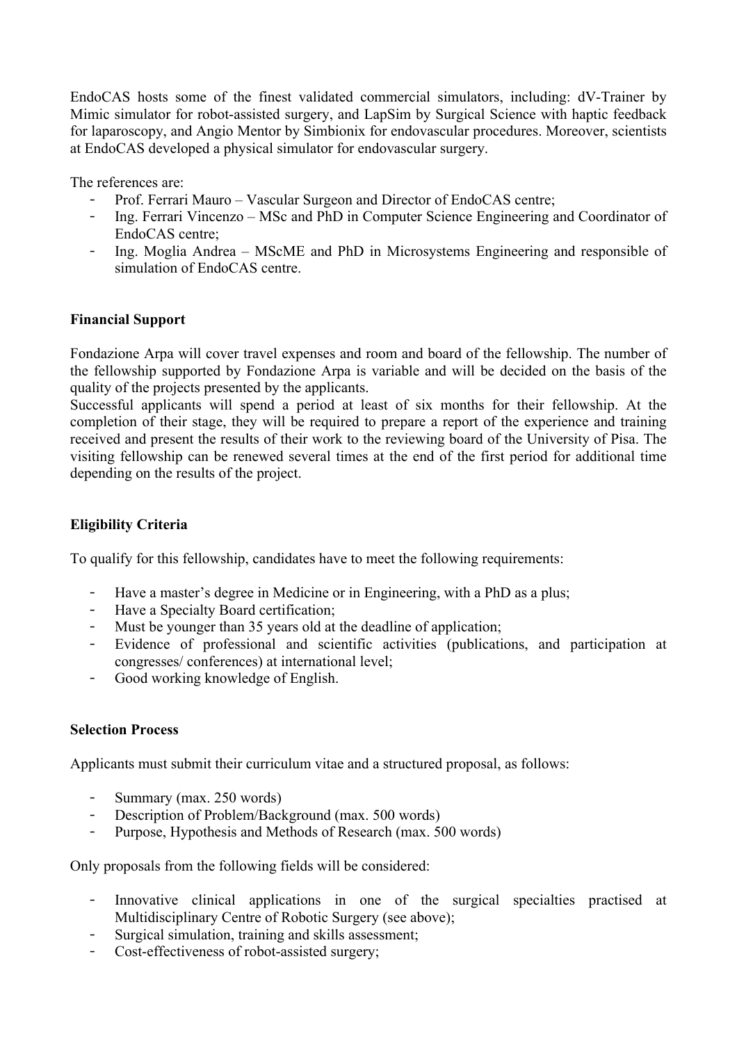EndoCAS hosts some of the finest validated commercial simulators, including: dV-Trainer by Mimic simulator for robot-assisted surgery, and LapSim by Surgical Science with haptic feedback for laparoscopy, and Angio Mentor by Simbionix for endovascular procedures. Moreover, scientists at EndoCAS developed a physical simulator for endovascular surgery.

The references are:

- Prof. Ferrari Mauro – Vascular Surgeon and Director of EndoCAS centre;
- Ing. Ferrari Vincenzo – MSc and PhD in Computer Science Engineering and Coordinator of EndoCAS centre;
- Ing. Moglia Andrea – MScME and PhD in Microsystems Engineering and responsible of simulation of EndoCAS centre.

**Financial Support**

Fondazione Arpa will cover travel expenses and room and board of the fellowship. The number of the fellowship supported by Fondazione Arpa is variable and will be decided on the basis of the quality of the projects presented by the applicants.
Successful applicants will spend a period at least of six months for their fellowship. At the completion of their stage, they will be required to prepare a report of the experience and training received and present the results of their work to the reviewing board of the University of Pisa. The visiting fellowship can be renewed several times at the end of the first period for additional time depending on the results of the project.

**Eligibility Criteria**

To qualify for this fellowship, candidates have to meet the following requirements:

- Have a master's degree in Medicine or in Engineering, with a PhD as a plus;
- Have a Specialty Board certification;
- Must be younger than 35 years old at the deadline of application;
- Evidence of professional and scientific activities (publications, and participation at congresses/ conferences) at international level;
- Good working knowledge of English.

**Selection Process**

Applicants must submit their curriculum vitae and a structured proposal, as follows:

- Summary (max. 250 words)
- Description of Problem/Background (max. 500 words)
- Purpose, Hypothesis and Methods of Research (max. 500 words)

Only proposals from the following fields will be considered:

- Innovative clinical applications in one of the surgical specialties practised at Multidisciplinary Centre of Robotic Surgery (see above);
- Surgical simulation, training and skills assessment;
- Cost-effectiveness of robot-assisted surgery;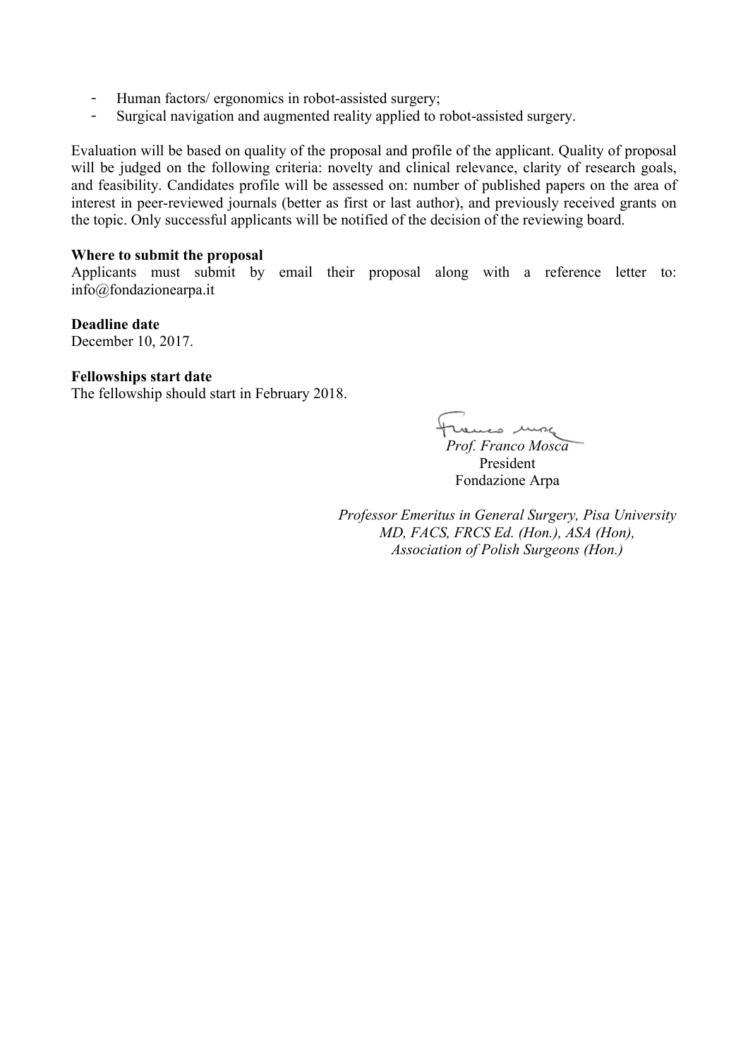- Human factors/ ergonomics in robot-assisted surgery;
- Surgical navigation and augmented reality applied to robot-assisted surgery.

Evaluation will be based on quality of the proposal and profile of the applicant. Quality of proposal will be judged on the following criteria: novelty and clinical relevance, clarity of research goals, and feasibility. Candidates profile will be assessed on: number of published papers on the area of interest in peer-reviewed journals (better as first or last author), and previously received grants on the topic. Only successful applicants will be notified of the decision of the reviewing board.

**Where to submit the proposal**
Applicants must submit by email their proposal along with a reference letter to: info@fondazionearpa.it

**Deadline date**
December 10, 2017.

**Fellowships start date**
The fellowship should start in February 2018.

*Prof. Franco Mosca*
President
Fondazione Arpa

*Professor Emeritus in General Surgery, Pisa University*
*MD, FACS, FRCS Ed. (Hon.), ASA (Hon),*
*Association of Polish Surgeons (Hon.)*